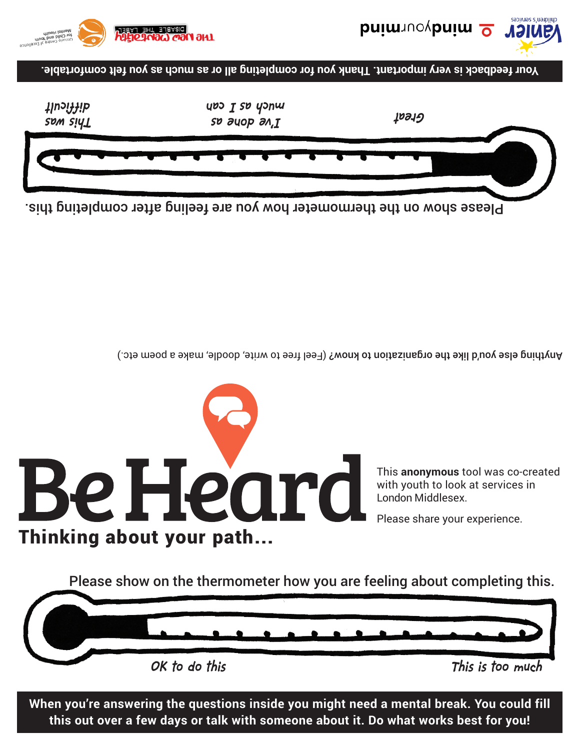Your feedback is very important. Thank you for completing all or as much as you felt comfortable.

Please show on the thermometer how you are feeling after completing this.

This was difficult | I've done as much as I can | Great

Anything else you'd like the organization to know? (Feel free to write, doodle, make a poem etc.)

# Be Heard

## Thinking about your path...

This **anonymous** tool was co-created with youth to look at services in London Middlesex.

Please share your experience.

Please show on the thermometer how you are feeling about completing this.

OK to do this | This is too much

**When you're answering the questions inside you might need a mental break. You could fill this out over a few days or talk with someone about it. Do what works best for you!**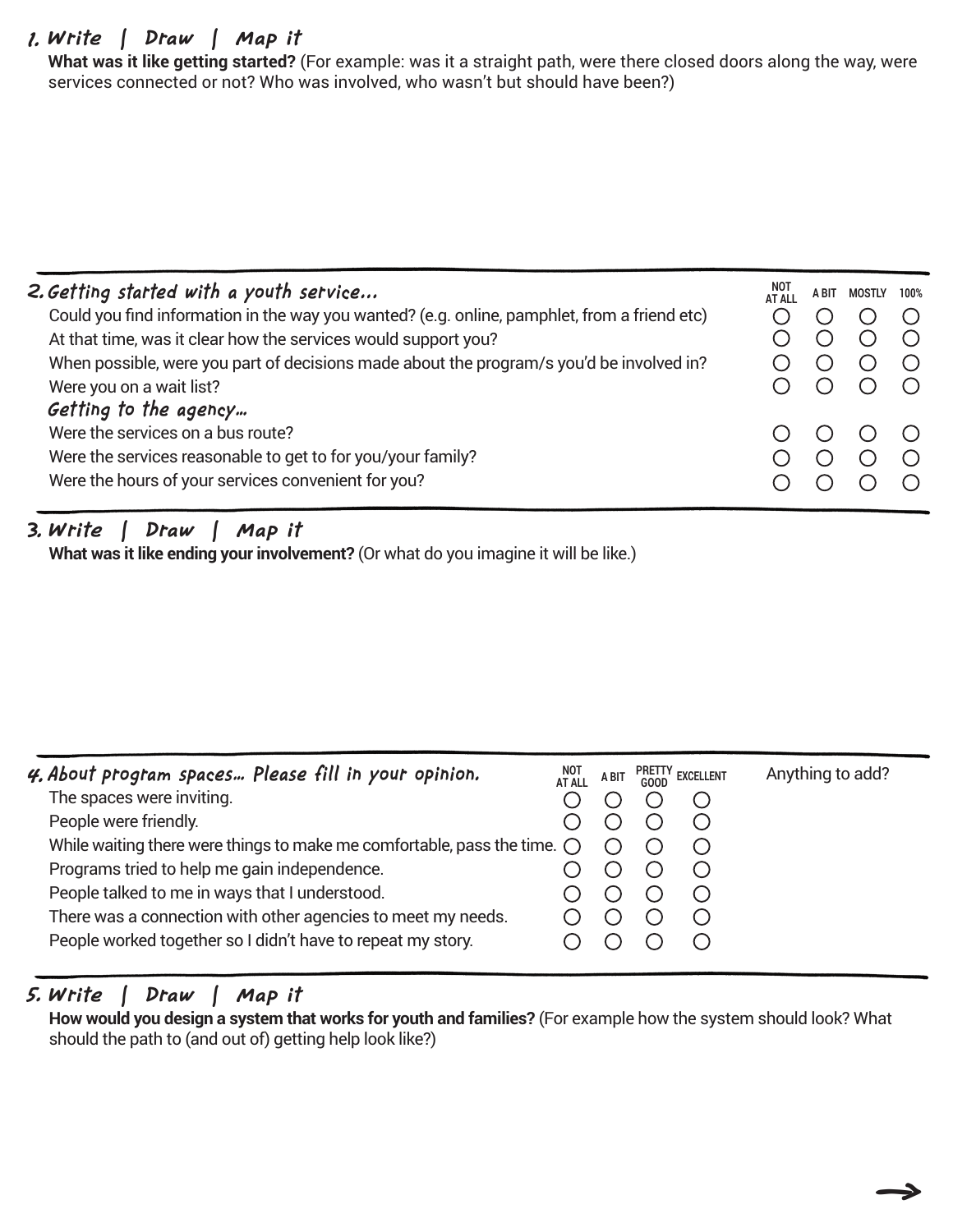## 1. Write | Draw | Map it

**What was it like getting started?** (For example: was it a straight path, were there closed doors along the way, were services connected or not? Who was involved, who wasn't but should have been?)

## 2. Getting started with a youth service...

| | NOT AT ALL | A BIT | MOSTLY | 100% |
|---|---|---|---|---|
| Could you find information in the way you wanted? (e.g. online, pamphlet, from a friend etc) | ○ | ○ | ○ | ○ |
| At that time, was it clear how the services would support you? | ○ | ○ | ○ | ○ |
| When possible, were you part of decisions made about the program/s you'd be involved in? | ○ | ○ | ○ | ○ |
| Were you on a wait list? | ○ | ○ | ○ | ○ |
| ***Getting to the agency...*** | | | | |
| Were the services on a bus route? | ○ | ○ | ○ | ○ |
| Were the services reasonable to get to for you/your family? | ○ | ○ | ○ | ○ |
| Were the hours of your services convenient for you? | ○ | ○ | ○ | ○ |

## 3. Write | Draw | Map it

**What was it like ending your involvement?** (Or what do you imagine it will be like.)

## 4. About program spaces... Please fill in your opinion.

| | NOT AT ALL | A BIT | PRETTY GOOD | EXCELLENT | Anything to add? |
|---|---|---|---|---|---|
| The spaces were inviting. | ○ | ○ | ○ | ○ | |
| People were friendly. | ○ | ○ | ○ | ○ | |
| While waiting there were things to make me comfortable, pass the time. | ○ | ○ | ○ | ○ | |
| Programs tried to help me gain independence. | ○ | ○ | ○ | ○ | |
| People talked to me in ways that I understood. | ○ | ○ | ○ | ○ | |
| There was a connection with other agencies to meet my needs. | ○ | ○ | ○ | ○ | |
| People worked together so I didn't have to repeat my story. | ○ | ○ | ○ | ○ | |

## 5. Write | Draw | Map it

**How would you design a system that works for youth and families?** (For example how the system should look? What should the path to (and out of) getting help look like?)